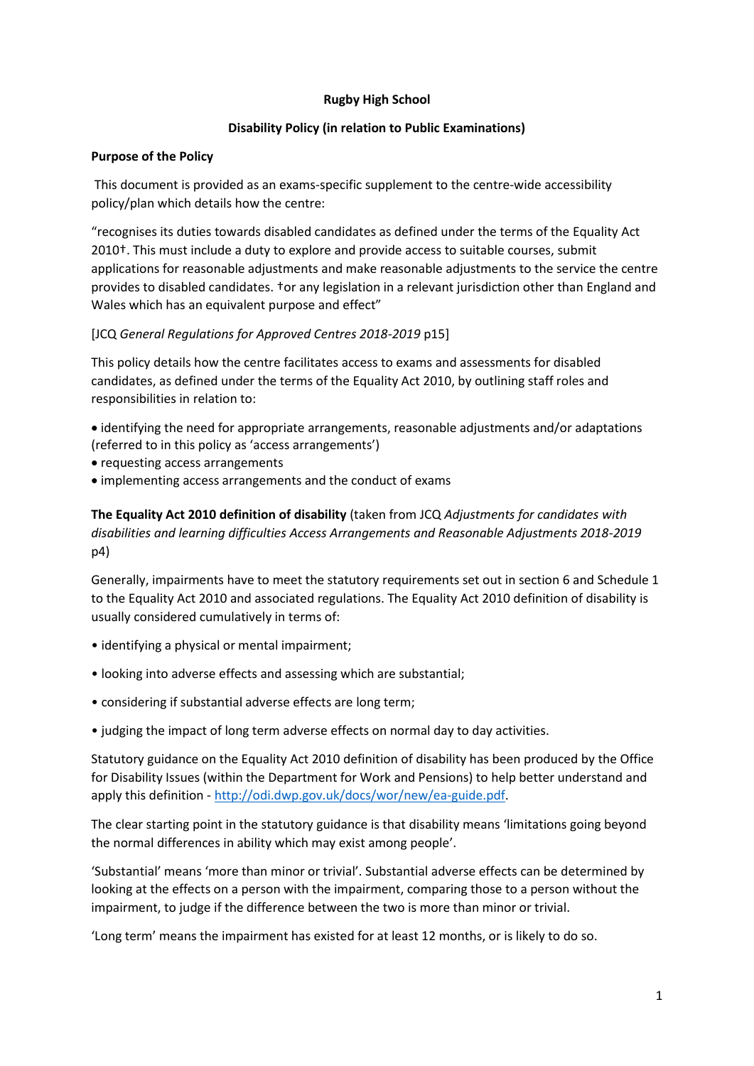**Rugby High School**

**Disability Policy (in relation to Public Examinations)**

**Purpose of the Policy**

This document is provided as an exams-specific supplement to the centre-wide accessibility policy/plan which details how the centre:

"recognises its duties towards disabled candidates as defined under the terms of the Equality Act 2010†. This must include a duty to explore and provide access to suitable courses, submit applications for reasonable adjustments and make reasonable adjustments to the service the centre provides to disabled candidates. †or any legislation in a relevant jurisdiction other than England and Wales which has an equivalent purpose and effect"

[JCQ *General Regulations for Approved Centres 2018-2019* p15]

This policy details how the centre facilitates access to exams and assessments for disabled candidates, as defined under the terms of the Equality Act 2010, by outlining staff roles and responsibilities in relation to:

- identifying the need for appropriate arrangements, reasonable adjustments and/or adaptations (referred to in this policy as 'access arrangements')
- requesting access arrangements
- implementing access arrangements and the conduct of exams

**The Equality Act 2010 definition of disability** (taken from JCQ *Adjustments for candidates with disabilities and learning difficulties Access Arrangements and Reasonable Adjustments 2018-2019* p4)

Generally, impairments have to meet the statutory requirements set out in section 6 and Schedule 1 to the Equality Act 2010 and associated regulations. The Equality Act 2010 definition of disability is usually considered cumulatively in terms of:

- identifying a physical or mental impairment;
- looking into adverse effects and assessing which are substantial;
- considering if substantial adverse effects are long term;
- judging the impact of long term adverse effects on normal day to day activities.

Statutory guidance on the Equality Act 2010 definition of disability has been produced by the Office for Disability Issues (within the Department for Work and Pensions) to help better understand and apply this definition - http://odi.dwp.gov.uk/docs/wor/new/ea-guide.pdf.

The clear starting point in the statutory guidance is that disability means 'limitations going beyond the normal differences in ability which may exist among people'.

'Substantial' means 'more than minor or trivial'. Substantial adverse effects can be determined by looking at the effects on a person with the impairment, comparing those to a person without the impairment, to judge if the difference between the two is more than minor or trivial.

'Long term' means the impairment has existed for at least 12 months, or is likely to do so.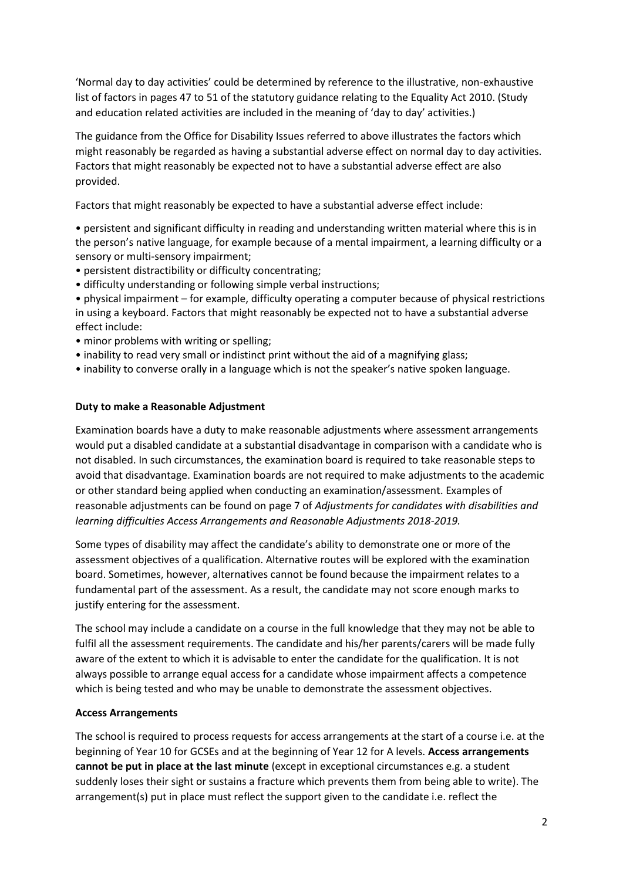'Normal day to day activities' could be determined by reference to the illustrative, non-exhaustive list of factors in pages 47 to 51 of the statutory guidance relating to the Equality Act 2010. (Study and education related activities are included in the meaning of 'day to day' activities.)

The guidance from the Office for Disability Issues referred to above illustrates the factors which might reasonably be regarded as having a substantial adverse effect on normal day to day activities. Factors that might reasonably be expected not to have a substantial adverse effect are also provided.

Factors that might reasonably be expected to have a substantial adverse effect include:

- persistent and significant difficulty in reading and understanding written material where this is in the person's native language, for example because of a mental impairment, a learning difficulty or a sensory or multi-sensory impairment;
- persistent distractibility or difficulty concentrating;
- difficulty understanding or following simple verbal instructions;
- physical impairment – for example, difficulty operating a computer because of physical restrictions in using a keyboard. Factors that might reasonably be expected not to have a substantial adverse effect include:
- minor problems with writing or spelling;
- inability to read very small or indistinct print without the aid of a magnifying glass;
- inability to converse orally in a language which is not the speaker's native spoken language.

**Duty to make a Reasonable Adjustment**

Examination boards have a duty to make reasonable adjustments where assessment arrangements would put a disabled candidate at a substantial disadvantage in comparison with a candidate who is not disabled. In such circumstances, the examination board is required to take reasonable steps to avoid that disadvantage. Examination boards are not required to make adjustments to the academic or other standard being applied when conducting an examination/assessment. Examples of reasonable adjustments can be found on page 7 of *Adjustments for candidates with disabilities and learning difficulties Access Arrangements and Reasonable Adjustments 2018-2019.*

Some types of disability may affect the candidate's ability to demonstrate one or more of the assessment objectives of a qualification. Alternative routes will be explored with the examination board. Sometimes, however, alternatives cannot be found because the impairment relates to a fundamental part of the assessment. As a result, the candidate may not score enough marks to justify entering for the assessment.

The school may include a candidate on a course in the full knowledge that they may not be able to fulfil all the assessment requirements. The candidate and his/her parents/carers will be made fully aware of the extent to which it is advisable to enter the candidate for the qualification. It is not always possible to arrange equal access for a candidate whose impairment affects a competence which is being tested and who may be unable to demonstrate the assessment objectives.

**Access Arrangements**

The school is required to process requests for access arrangements at the start of a course i.e. at the beginning of Year 10 for GCSEs and at the beginning of Year 12 for A levels. **Access arrangements cannot be put in place at the last minute** (except in exceptional circumstances e.g. a student suddenly loses their sight or sustains a fracture which prevents them from being able to write). The arrangement(s) put in place must reflect the support given to the candidate i.e. reflect the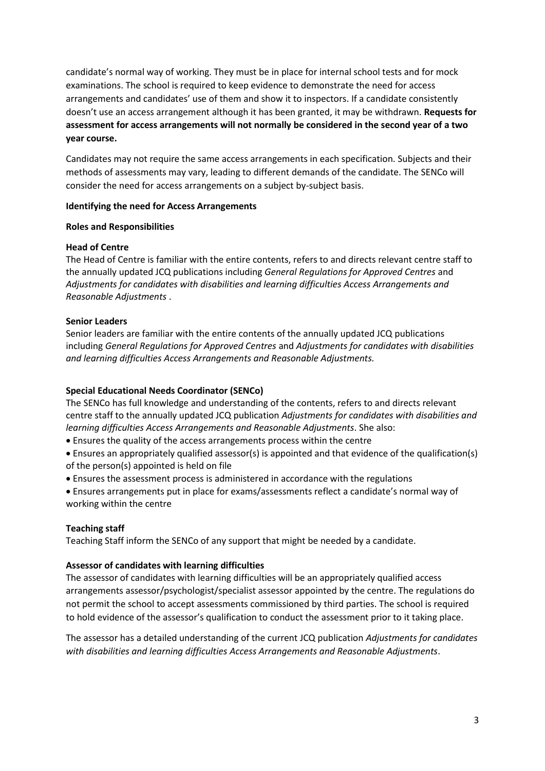candidate's normal way of working. They must be in place for internal school tests and for mock examinations. The school is required to keep evidence to demonstrate the need for access arrangements and candidates' use of them and show it to inspectors. If a candidate consistently doesn't use an access arrangement although it has been granted, it may be withdrawn. **Requests for assessment for access arrangements will not normally be considered in the second year of a two year course.**

Candidates may not require the same access arrangements in each specification. Subjects and their methods of assessments may vary, leading to different demands of the candidate. The SENCo will consider the need for access arrangements on a subject by-subject basis.

**Identifying the need for Access Arrangements**

**Roles and Responsibilities**

**Head of Centre**
The Head of Centre is familiar with the entire contents, refers to and directs relevant centre staff to the annually updated JCQ publications including *General Regulations for Approved Centres* and *Adjustments for candidates with disabilities and learning difficulties Access Arrangements and Reasonable Adjustments* .

**Senior Leaders**
Senior leaders are familiar with the entire contents of the annually updated JCQ publications including *General Regulations for Approved Centres* and *Adjustments for candidates with disabilities and learning difficulties Access Arrangements and Reasonable Adjustments.*

**Special Educational Needs Coordinator (SENCo)**
The SENCo has full knowledge and understanding of the contents, refers to and directs relevant centre staff to the annually updated JCQ publication *Adjustments for candidates with disabilities and learning difficulties Access Arrangements and Reasonable Adjustments*. She also:

- Ensures the quality of the access arrangements process within the centre
- Ensures an appropriately qualified assessor(s) is appointed and that evidence of the qualification(s) of the person(s) appointed is held on file
- Ensures the assessment process is administered in accordance with the regulations
- Ensures arrangements put in place for exams/assessments reflect a candidate's normal way of working within the centre

**Teaching staff**
Teaching Staff inform the SENCo of any support that might be needed by a candidate.

**Assessor of candidates with learning difficulties**
The assessor of candidates with learning difficulties will be an appropriately qualified access arrangements assessor/psychologist/specialist assessor appointed by the centre. The regulations do not permit the school to accept assessments commissioned by third parties. The school is required to hold evidence of the assessor's qualification to conduct the assessment prior to it taking place.

The assessor has a detailed understanding of the current JCQ publication *Adjustments for candidates with disabilities and learning difficulties Access Arrangements and Reasonable Adjustments*.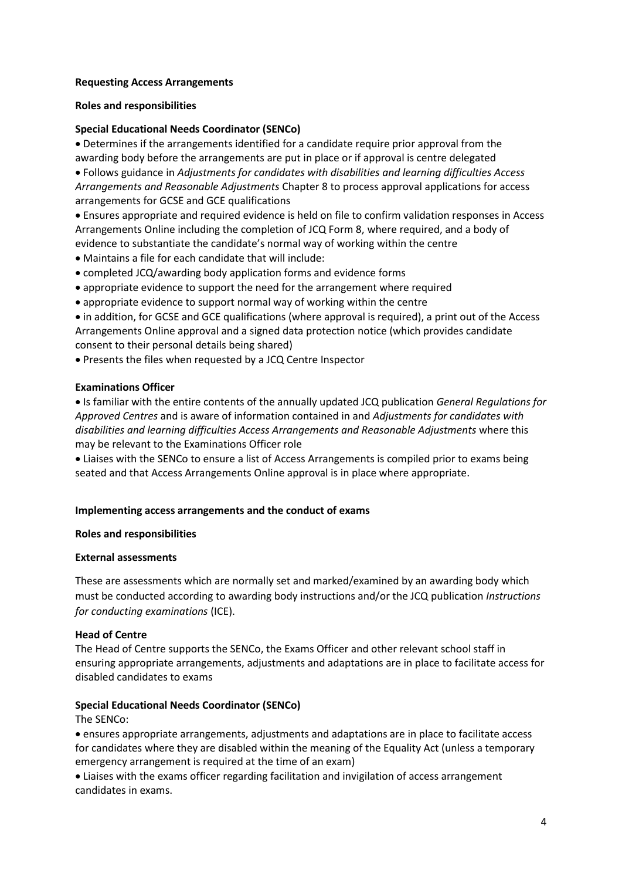**Requesting Access Arrangements**

**Roles and responsibilities**

**Special Educational Needs Coordinator (SENCo)**

- Determines if the arrangements identified for a candidate require prior approval from the awarding body before the arrangements are put in place or if approval is centre delegated
- Follows guidance in *Adjustments for candidates with disabilities and learning difficulties Access Arrangements and Reasonable Adjustments* Chapter 8 to process approval applications for access arrangements for GCSE and GCE qualifications
- Ensures appropriate and required evidence is held on file to confirm validation responses in Access Arrangements Online including the completion of JCQ Form 8, where required, and a body of evidence to substantiate the candidate's normal way of working within the centre
- Maintains a file for each candidate that will include:
- completed JCQ/awarding body application forms and evidence forms
- appropriate evidence to support the need for the arrangement where required
- appropriate evidence to support normal way of working within the centre
- in addition, for GCSE and GCE qualifications (where approval is required), a print out of the Access Arrangements Online approval and a signed data protection notice (which provides candidate consent to their personal details being shared)
- Presents the files when requested by a JCQ Centre Inspector

**Examinations Officer**

- Is familiar with the entire contents of the annually updated JCQ publication *General Regulations for Approved Centres* and is aware of information contained in and *Adjustments for candidates with disabilities and learning difficulties Access Arrangements and Reasonable Adjustments* where this may be relevant to the Examinations Officer role
- Liaises with the SENCo to ensure a list of Access Arrangements is compiled prior to exams being seated and that Access Arrangements Online approval is in place where appropriate.

**Implementing access arrangements and the conduct of exams**

**Roles and responsibilities**

**External assessments**

These are assessments which are normally set and marked/examined by an awarding body which must be conducted according to awarding body instructions and/or the JCQ publication *Instructions for conducting examinations* (ICE).

**Head of Centre**

The Head of Centre supports the SENCo, the Exams Officer and other relevant school staff in ensuring appropriate arrangements, adjustments and adaptations are in place to facilitate access for disabled candidates to exams

**Special Educational Needs Coordinator (SENCo)**

The SENCo:

- ensures appropriate arrangements, adjustments and adaptations are in place to facilitate access for candidates where they are disabled within the meaning of the Equality Act (unless a temporary emergency arrangement is required at the time of an exam)
- Liaises with the exams officer regarding facilitation and invigilation of access arrangement candidates in exams.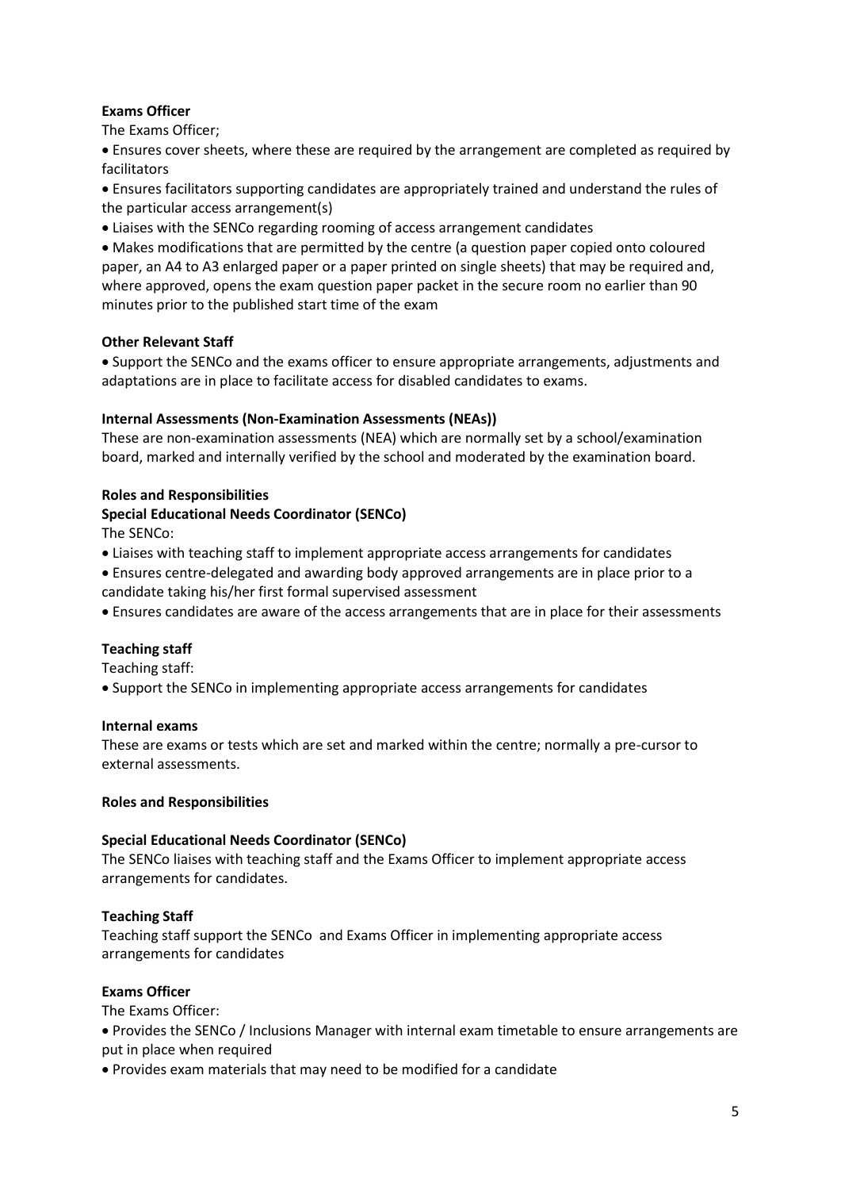**Exams Officer**

The Exams Officer;

- Ensures cover sheets, where these are required by the arrangement are completed as required by facilitators
- Ensures facilitators supporting candidates are appropriately trained and understand the rules of the particular access arrangement(s)
- Liaises with the SENCo regarding rooming of access arrangement candidates
- Makes modifications that are permitted by the centre (a question paper copied onto coloured paper, an A4 to A3 enlarged paper or a paper printed on single sheets) that may be required and, where approved, opens the exam question paper packet in the secure room no earlier than 90 minutes prior to the published start time of the exam

**Other Relevant Staff**

- Support the SENCo and the exams officer to ensure appropriate arrangements, adjustments and adaptations are in place to facilitate access for disabled candidates to exams.

**Internal Assessments (Non-Examination Assessments (NEAs))**

These are non-examination assessments (NEA) which are normally set by a school/examination board, marked and internally verified by the school and moderated by the examination board.

**Roles and Responsibilities**

**Special Educational Needs Coordinator (SENCo)**

The SENCo:

- Liaises with teaching staff to implement appropriate access arrangements for candidates
- Ensures centre-delegated and awarding body approved arrangements are in place prior to a candidate taking his/her first formal supervised assessment
- Ensures candidates are aware of the access arrangements that are in place for their assessments

**Teaching staff**

Teaching staff:

- Support the SENCo in implementing appropriate access arrangements for candidates

**Internal exams**

These are exams or tests which are set and marked within the centre; normally a pre-cursor to external assessments.

**Roles and Responsibilities**

**Special Educational Needs Coordinator (SENCo)**

The SENCo liaises with teaching staff and the Exams Officer to implement appropriate access arrangements for candidates.

**Teaching Staff**

Teaching staff support the SENCo and Exams Officer in implementing appropriate access arrangements for candidates

**Exams Officer**

The Exams Officer:

- Provides the SENCo / Inclusions Manager with internal exam timetable to ensure arrangements are put in place when required
- Provides exam materials that may need to be modified for a candidate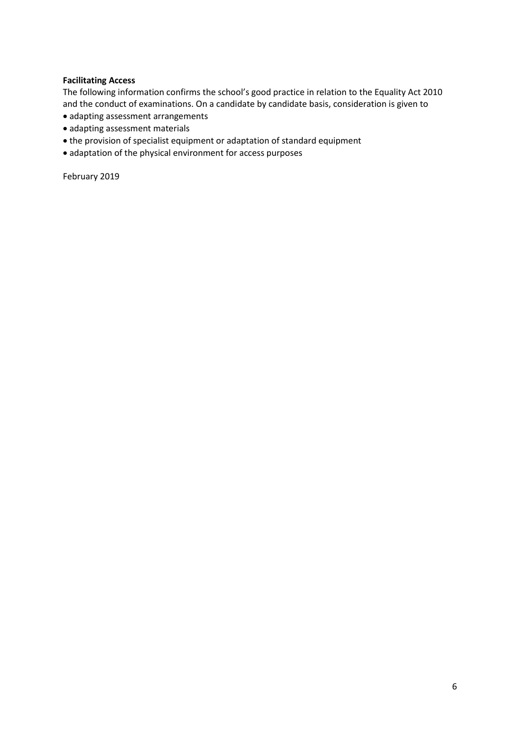**Facilitating Access**

The following information confirms the school's good practice in relation to the Equality Act 2010 and the conduct of examinations. On a candidate by candidate basis, consideration is given to

- adapting assessment arrangements
- adapting assessment materials
- the provision of specialist equipment or adaptation of standard equipment
- adaptation of the physical environment for access purposes

February 2019